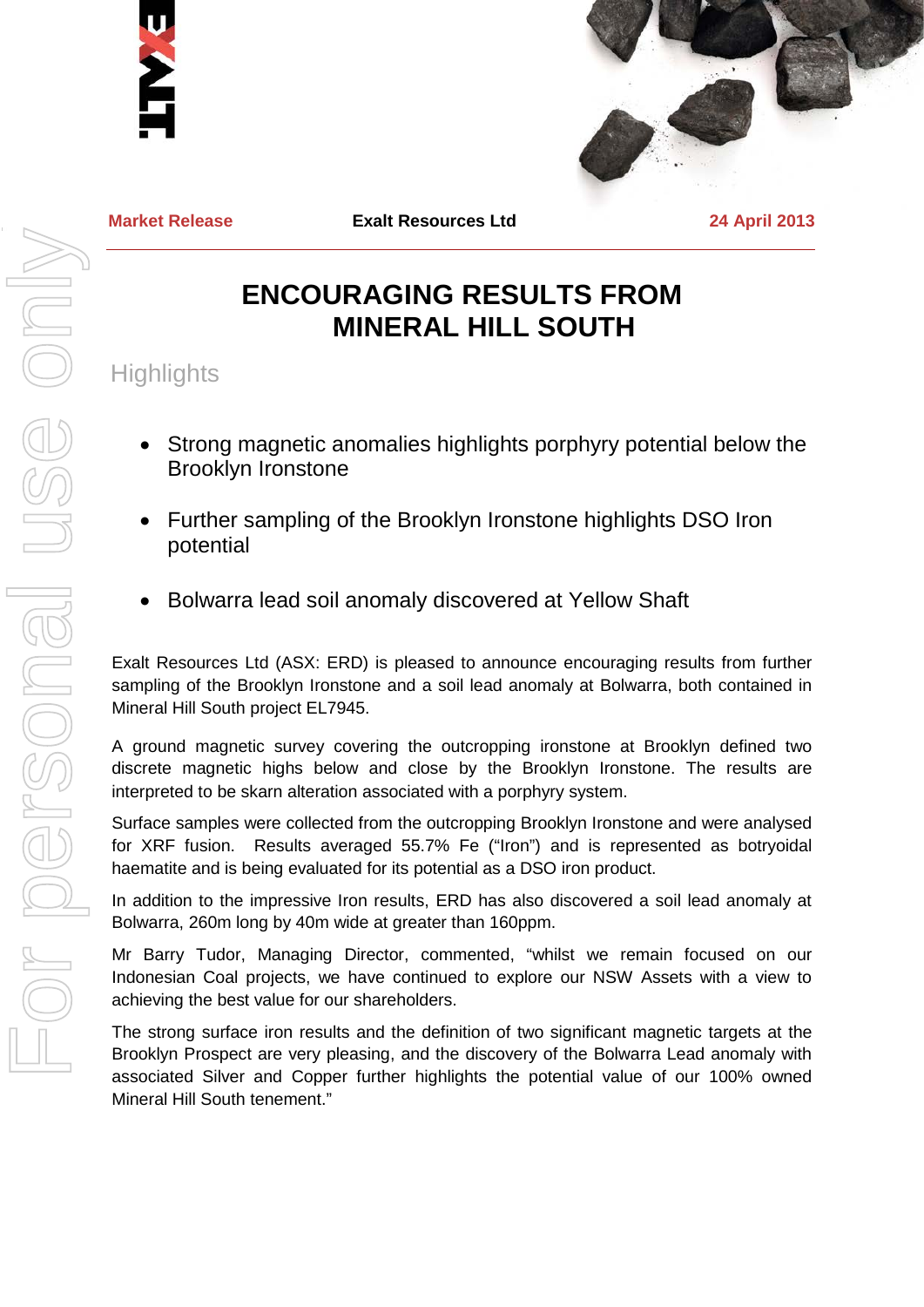Market Release | Exalt Resources Ltd | 24 April 2013

# ENCOURAGING RESULTS FROM MINERAL HILL SOUTH

## Highlights

- Strong magnetic anomalies highlights porphyry potential below the Brooklyn Ironstone
- Further sampling of the Brooklyn Ironstone highlights DSO Iron potential
- Bolwarra lead soil anomaly discovered at Yellow Shaft

Exalt Resources Ltd (ASX: ERD) is pleased to announce encouraging results from further sampling of the Brooklyn Ironstone and a soil lead anomaly at Bolwarra, both contained in Mineral Hill South project EL7945.

A ground magnetic survey covering the outcropping ironstone at Brooklyn defined two discrete magnetic highs below and close by the Brooklyn Ironstone. The results are interpreted to be skarn alteration associated with a porphyry system.

Surface samples were collected from the outcropping Brooklyn Ironstone and were analysed for XRF fusion. Results averaged 55.7% Fe ("Iron") and is represented as botryoidal haematite and is being evaluated for its potential as a DSO iron product.

In addition to the impressive Iron results, ERD has also discovered a soil lead anomaly at Bolwarra, 260m long by 40m wide at greater than 160ppm.

Mr Barry Tudor, Managing Director, commented, "whilst we remain focused on our Indonesian Coal projects, we have continued to explore our NSW Assets with a view to achieving the best value for our shareholders.

The strong surface iron results and the definition of two significant magnetic targets at the Brooklyn Prospect are very pleasing, and the discovery of the Bolwarra Lead anomaly with associated Silver and Copper further highlights the potential value of our 100% owned Mineral Hill South tenement."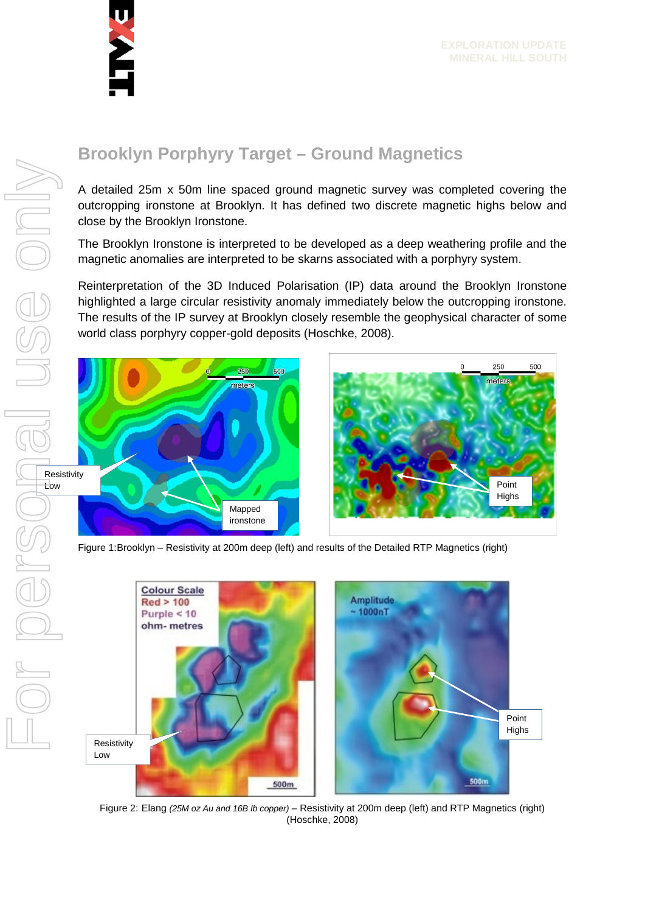## Brooklyn Porphyry Target – Ground Magnetics

A detailed 25m x 50m line spaced ground magnetic survey was completed covering the outcropping ironstone at Brooklyn. It has defined two discrete magnetic highs below and close by the Brooklyn Ironstone.

The Brooklyn Ironstone is interpreted to be developed as a deep weathering profile and the magnetic anomalies are interpreted to be skarns associated with a porphyry system.

Reinterpretation of the 3D Induced Polarisation (IP) data around the Brooklyn Ironstone highlighted a large circular resistivity anomaly immediately below the outcropping ironstone. The results of the IP survey at Brooklyn closely resemble the geophysical character of some world class porphyry copper-gold deposits (Hoschke, 2008).

Figure 1:Brooklyn – Resistivity at 200m deep (left) and results of the Detailed RTP Magnetics (right)

Figure 2: Elang *(25M oz Au and 16B lb copper)* – Resistivity at 200m deep (left) and RTP Magnetics (right) (Hoschke, 2008)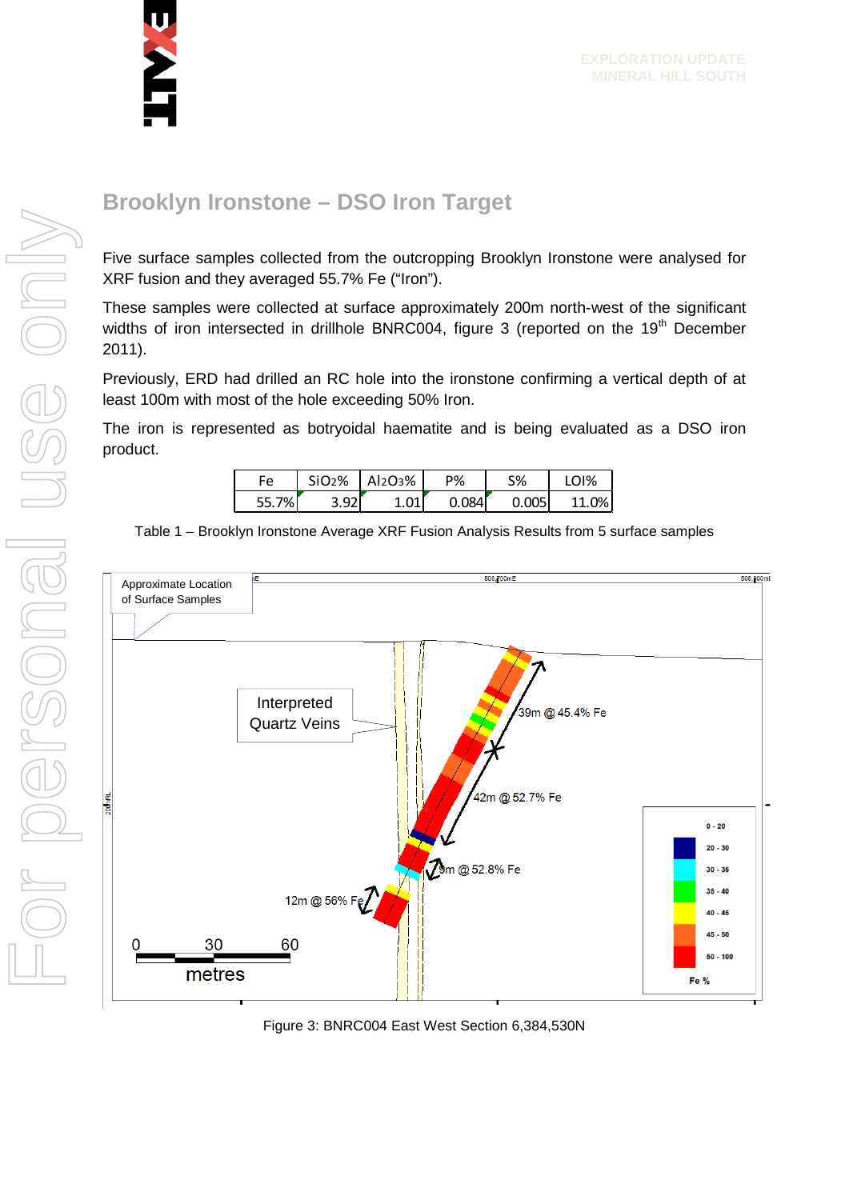## Brooklyn Ironstone – DSO Iron Target

Five surface samples collected from the outcropping Brooklyn Ironstone were analysed for XRF fusion and they averaged 55.7% Fe ("Iron").

These samples were collected at surface approximately 200m north-west of the significant widths of iron intersected in drillhole BNRC004, figure 3 (reported on the 19th December 2011).

Previously, ERD had drilled an RC hole into the ironstone confirming a vertical depth of at least 100m with most of the hole exceeding 50% Iron.

The iron is represented as botryoidal haematite and is being evaluated as a DSO iron product.

| Fe | $SiO_2$% | $Al_2O_3$% | P% | S% | LOI% |
|---|---|---|---|---|---|
| 55.7% | 3.92 | 1.01 | 0.084 | 0.005 | 11.0% |

Table 1 – Brooklyn Ironstone Average XRF Fusion Analysis Results from 5 surface samples

Figure 3: BNRC004 East West Section 6,384,530N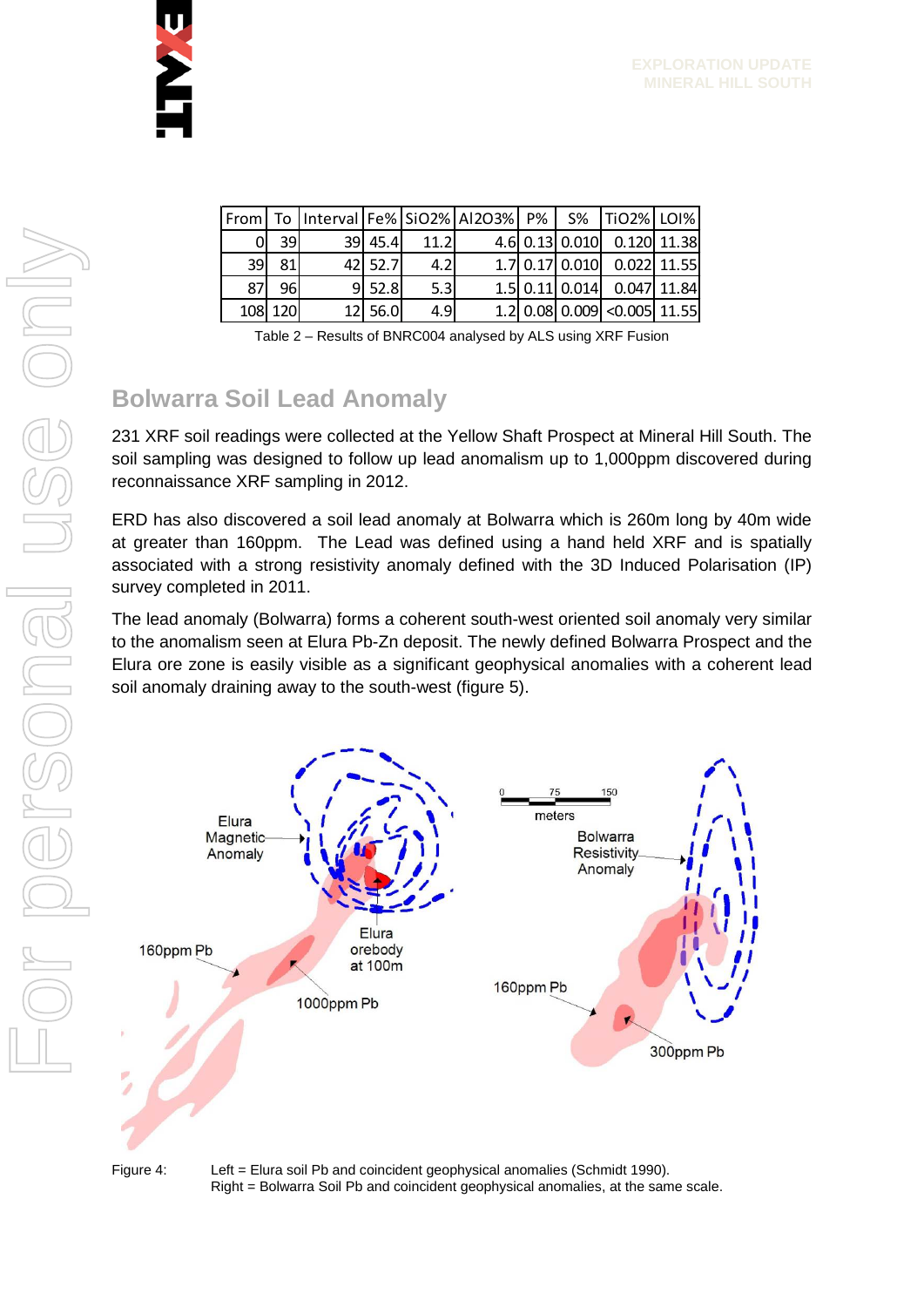| From | To | Interval | Fe% | SiO2% | Al2O3% | P% | S% | TiO2% | LOI% |
|---|---|---|---|---|---|---|---|---|---|
| 0 | 39 | 39 | 45.4 | 11.2 | 4.6 | 0.13 | 0.010 | 0.120 | 11.38 |
| 39 | 81 | 42 | 52.7 | 4.2 | 1.7 | 0.17 | 0.010 | 0.022 | 11.55 |
| 87 | 96 | 9 | 52.8 | 5.3 | 1.5 | 0.11 | 0.014 | 0.047 | 11.84 |
| 108 | 120 | 12 | 56.0 | 4.9 | 1.2 | 0.08 | 0.009 | <0.005 | 11.55 |

Table 2 – Results of BNRC004 analysed by ALS using XRF Fusion

## Bolwarra Soil Lead Anomaly

231 XRF soil readings were collected at the Yellow Shaft Prospect at Mineral Hill South. The soil sampling was designed to follow up lead anomalism up to 1,000ppm discovered during reconnaissance XRF sampling in 2012.

ERD has also discovered a soil lead anomaly at Bolwarra which is 260m long by 40m wide at greater than 160ppm. The Lead was defined using a hand held XRF and is spatially associated with a strong resistivity anomaly defined with the 3D Induced Polarisation (IP) survey completed in 2011.

The lead anomaly (Bolwarra) forms a coherent south-west oriented soil anomaly very similar to the anomalism seen at Elura Pb-Zn deposit. The newly defined Bolwarra Prospect and the Elura ore zone is easily visible as a significant geophysical anomalies with a coherent lead soil anomaly draining away to the south-west (figure 5).

Figure 4: Left = Elura soil Pb and coincident geophysical anomalies (Schmidt 1990).
Right = Bolwarra Soil Pb and coincident geophysical anomalies, at the same scale.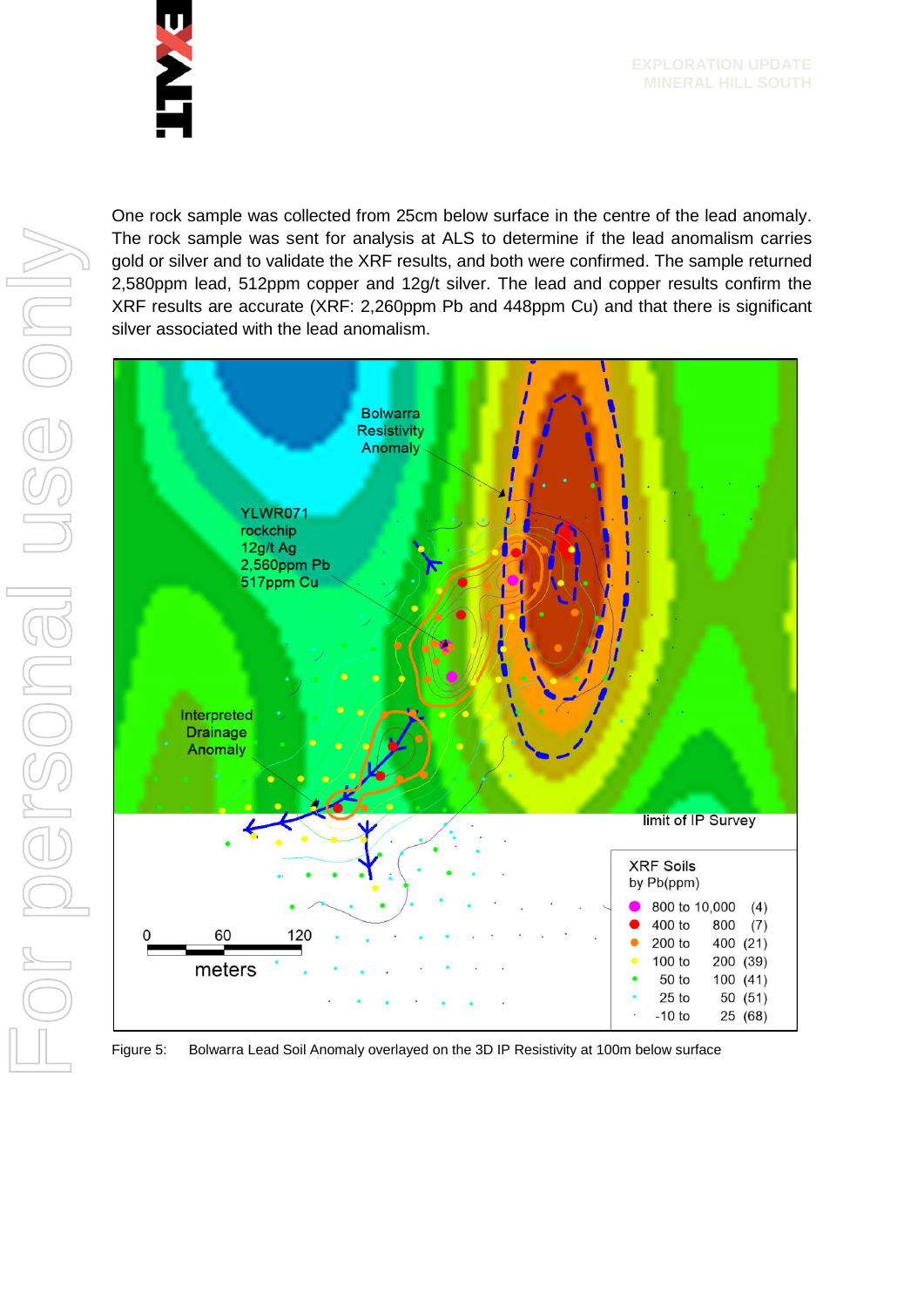One rock sample was collected from 25cm below surface in the centre of the lead anomaly. The rock sample was sent for analysis at ALS to determine if the lead anomalism carries gold or silver and to validate the XRF results, and both were confirmed. The sample returned 2,580ppm lead, 512ppm copper and 12g/t silver. The lead and copper results confirm the XRF results are accurate (XRF: 2,260ppm Pb and 448ppm Cu) and that there is significant silver associated with the lead anomalism.

Figure 5: Bolwarra Lead Soil Anomaly overlayed on the 3D IP Resistivity at 100m below surface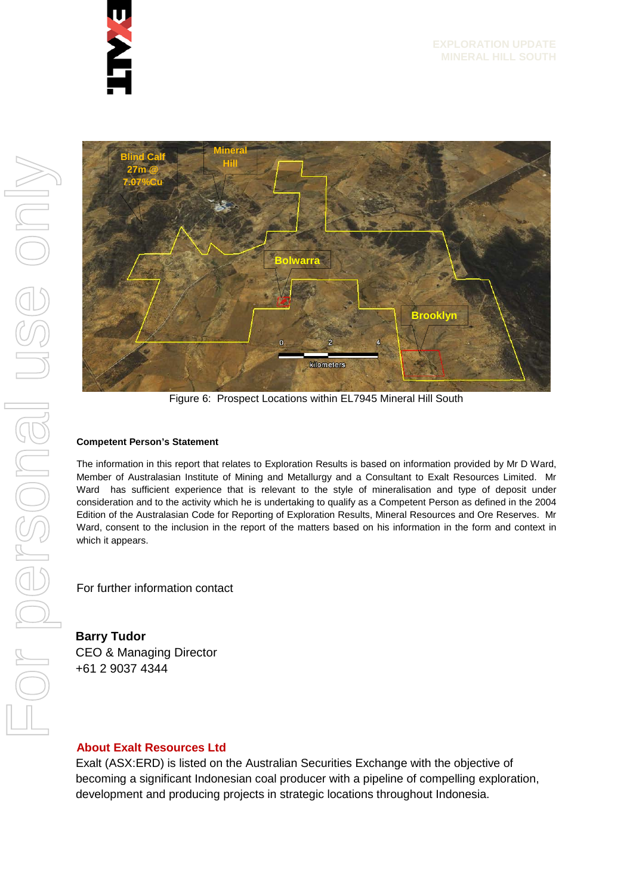Blind Calf
27m @
7.07%Cu

Mineral
Hill

Bolwarra

Brooklyn

0 2 4
kilometers

Figure 6: Prospect Locations within EL7945 Mineral Hill South

**Competent Person's Statement**

The information in this report that relates to Exploration Results is based on information provided by Mr D Ward, Member of Australasian Institute of Mining and Metallurgy and a Consultant to Exalt Resources Limited. Mr Ward has sufficient experience that is relevant to the style of mineralisation and type of deposit under consideration and to the activity which he is undertaking to qualify as a Competent Person as defined in the 2004 Edition of the Australasian Code for Reporting of Exploration Results, Mineral Resources and Ore Reserves. Mr Ward, consent to the inclusion in the report of the matters based on his information in the form and context in which it appears.

For further information contact

**Barry Tudor**
CEO & Managing Director
+61 2 9037 4344

## About Exalt Resources Ltd

Exalt (ASX:ERD) is listed on the Australian Securities Exchange with the objective of becoming a significant Indonesian coal producer with a pipeline of compelling exploration, development and producing projects in strategic locations throughout Indonesia.